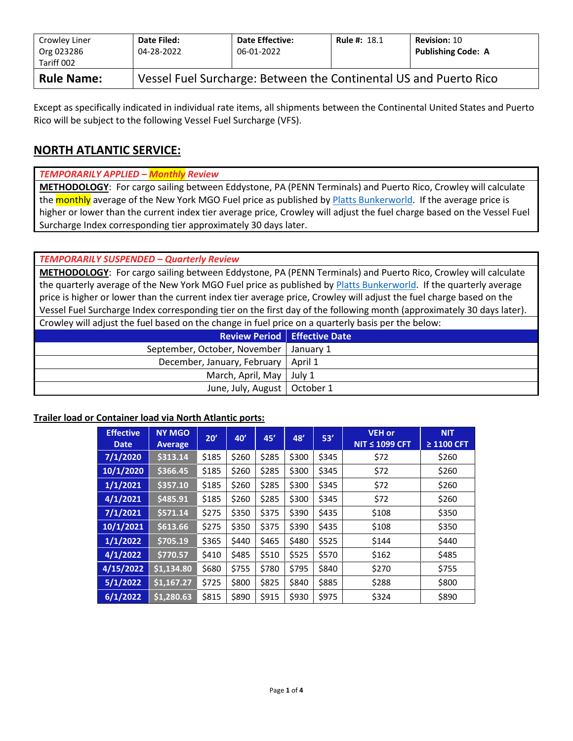| Crowley Liner<br>Org 023286<br>Tariff 002 | **Date Filed:**<br>04-28-2022 | **Date Effective:**<br>06-01-2022 | **Rule #:** 18.1 | **Revision:** 10<br>**Publishing Code: A** |
|---|---|---|---|---|
| **Rule Name:** | Vessel Fuel Surcharge: Between the Continental US and Puerto Rico | | | |

Except as specifically indicated in individual rate items, all shipments between the Continental United States and Puerto Rico will be subject to the following Vessel Fuel Surcharge (VFS).

## NORTH ATLANTIC SERVICE:

***TEMPORARILY APPLIED – Monthly Review***

**METHODOLOGY**: For cargo sailing between Eddystone, PA (PENN Terminals) and Puerto Rico, Crowley will calculate the monthly average of the New York MGO Fuel price as published by Platts Bunkerworld. If the average price is higher or lower than the current index tier average price, Crowley will adjust the fuel charge based on the Vessel Fuel Surcharge Index corresponding tier approximately 30 days later.

***TEMPORARILY SUSPENDED – Quarterly Review***

**METHODOLOGY**: For cargo sailing between Eddystone, PA (PENN Terminals) and Puerto Rico, Crowley will calculate the quarterly average of the New York MGO Fuel price as published by Platts Bunkerworld. If the quarterly average price is higher or lower than the current index tier average price, Crowley will adjust the fuel charge based on the Vessel Fuel Surcharge Index corresponding tier on the first day of the following month (approximately 30 days later).

Crowley will adjust the fuel based on the change in fuel price on a quarterly basis per the below:

| Review Period | Effective Date |
|---|---|
| September, October, November | January 1 |
| December, January, February | April 1 |
| March, April, May | July 1 |
| June, July, August | October 1 |

**Trailer load or Container load via North Atlantic ports:**

| Effective Date | NY MGO Average | 20' | 40' | 45' | 48' | 53' | VEH or NIT ≤ 1099 CFT | NIT ≥ 1100 CFT |
|---|---|---|---|---|---|---|---|---|
| 7/1/2020 | $313.14 | $185 | $260 | $285 | $300 | $345 | $72 | $260 |
| 10/1/2020 | $366.45 | $185 | $260 | $285 | $300 | $345 | $72 | $260 |
| 1/1/2021 | $357.10 | $185 | $260 | $285 | $300 | $345 | $72 | $260 |
| 4/1/2021 | $485.91 | $185 | $260 | $285 | $300 | $345 | $72 | $260 |
| 7/1/2021 | $571.14 | $275 | $350 | $375 | $390 | $435 | $108 | $350 |
| 10/1/2021 | $613.66 | $275 | $350 | $375 | $390 | $435 | $108 | $350 |
| 1/1/2022 | $705.19 | $365 | $440 | $465 | $480 | $525 | $144 | $440 |
| 4/1/2022 | $770.57 | $410 | $485 | $510 | $525 | $570 | $162 | $485 |
| 4/15/2022 | $1,134.80 | $680 | $755 | $780 | $795 | $840 | $270 | $755 |
| 5/1/2022 | $1,167.27 | $725 | $800 | $825 | $840 | $885 | $288 | $800 |
| 6/1/2022 | $1,280.63 | $815 | $890 | $915 | $930 | $975 | $324 | $890 |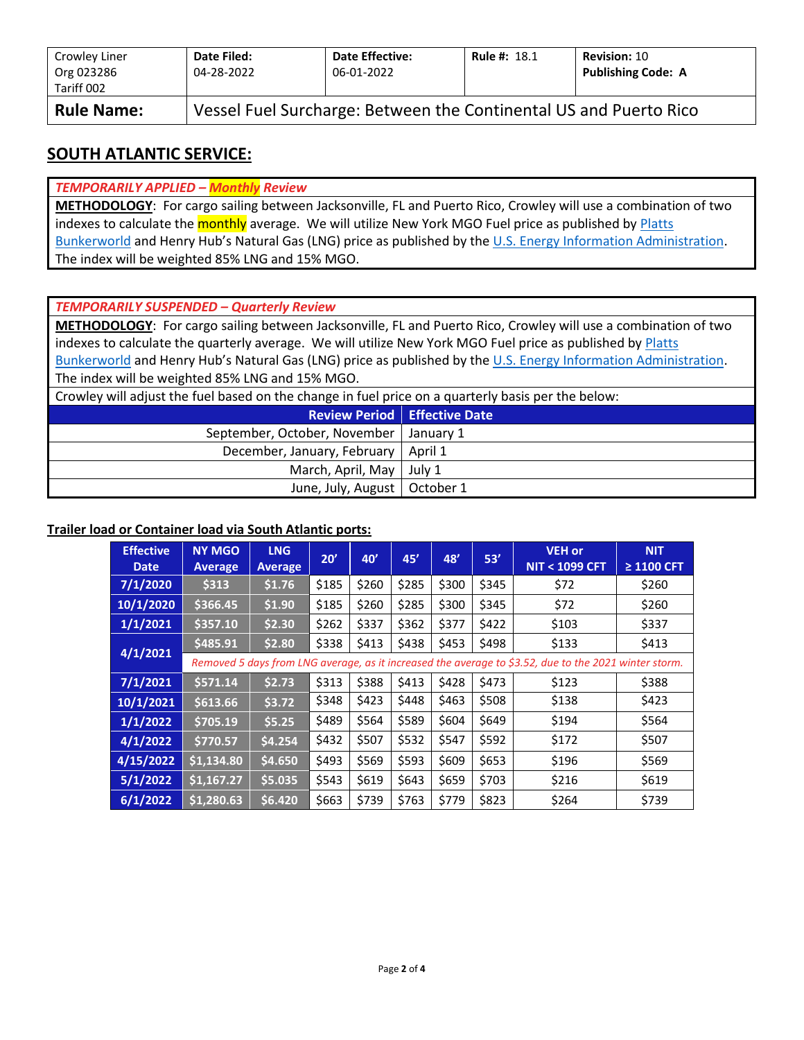| Crowley Liner Org 023286 Tariff 002 | Date Filed: 04-28-2022 | Date Effective: 06-01-2022 | Rule #: 18.1 | Revision: 10 Publishing Code: A |
|---|---|---|---|---|
| **Rule Name:** | Vessel Fuel Surcharge: Between the Continental US and Puerto Rico | | | |

## SOUTH ATLANTIC SERVICE:

***TEMPORARILY APPLIED – Monthly Review***

**METHODOLOGY**: For cargo sailing between Jacksonville, FL and Puerto Rico, Crowley will use a combination of two indexes to calculate the monthly average. We will utilize New York MGO Fuel price as published by Platts Bunkerworld and Henry Hub's Natural Gas (LNG) price as published by the U.S. Energy Information Administration. The index will be weighted 85% LNG and 15% MGO.

***TEMPORARILY SUSPENDED – Quarterly Review***

**METHODOLOGY**: For cargo sailing between Jacksonville, FL and Puerto Rico, Crowley will use a combination of two indexes to calculate the quarterly average. We will utilize New York MGO Fuel price as published by Platts Bunkerworld and Henry Hub's Natural Gas (LNG) price as published by the U.S. Energy Information Administration. The index will be weighted 85% LNG and 15% MGO.

Crowley will adjust the fuel based on the change in fuel price on a quarterly basis per the below:

| Review Period | Effective Date |
|---|---|
| September, October, November | January 1 |
| December, January, February | April 1 |
| March, April, May | July 1 |
| June, July, August | October 1 |

**Trailer load or Container load via South Atlantic ports:**

| Effective Date | NY MGO Average | LNG Average | 20' | 40' | 45' | 48' | 53' | VEH or NIT < 1099 CFT | NIT ≥ 1100 CFT |
|---|---|---|---|---|---|---|---|---|---|
| 7/1/2020 | $313 | $1.76 | $185 | $260 | $285 | $300 | $345 | $72 | $260 |
| 10/1/2020 | $366.45 | $1.90 | $185 | $260 | $285 | $300 | $345 | $72 | $260 |
| 1/1/2021 | $357.10 | $2.30 | $262 | $337 | $362 | $377 | $422 | $103 | $337 |
| 4/1/2021 | $485.91 | $2.80 | $338 | $413 | $438 | $453 | $498 | $133 | $413 |
| | *Removed 5 days from LNG average, as it increased the average to $3.52, due to the 2021 winter storm.* | | | | | | | | |
| 7/1/2021 | $571.14 | $2.73 | $313 | $388 | $413 | $428 | $473 | $123 | $388 |
| 10/1/2021 | $613.66 | $3.72 | $348 | $423 | $448 | $463 | $508 | $138 | $423 |
| 1/1/2022 | $705.19 | $5.25 | $489 | $564 | $589 | $604 | $649 | $194 | $564 |
| 4/1/2022 | $770.57 | $4.254 | $432 | $507 | $532 | $547 | $592 | $172 | $507 |
| 4/15/2022 | $1,134.80 | $4.650 | $493 | $569 | $593 | $609 | $653 | $196 | $569 |
| 5/1/2022 | $1,167.27 | $5.035 | $543 | $619 | $643 | $659 | $703 | $216 | $619 |
| 6/1/2022 | $1,280.63 | $6.420 | $663 | $739 | $763 | $779 | $823 | $264 | $739 |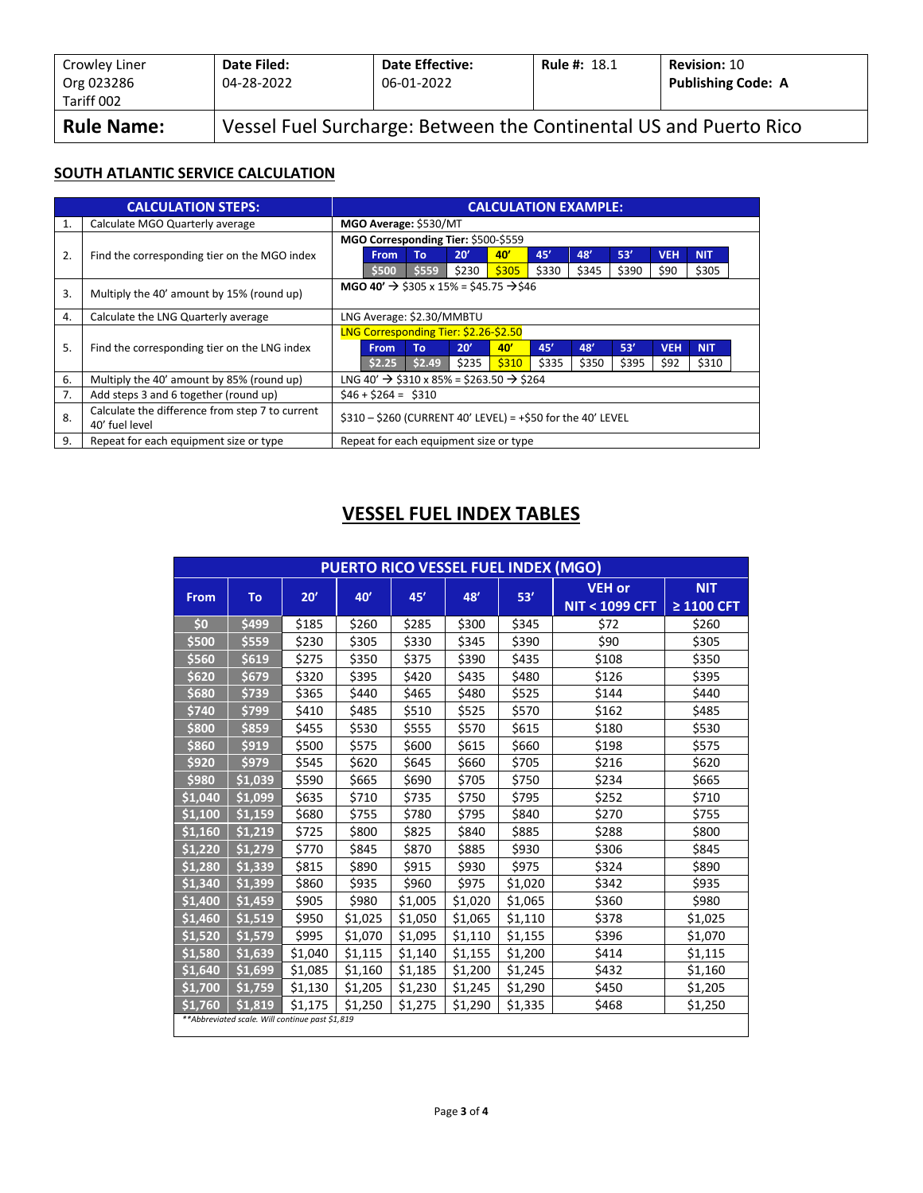| Crowley Liner<br>Org 023286<br>Tariff 002 | **Date Filed:**<br>04-28-2022 | **Date Effective:**<br>06-01-2022 | **Rule #:** 18.1 | **Revision:** 10<br>**Publishing Code: A** |
|---|---|---|---|---|
| **Rule Name:** | Vessel Fuel Surcharge: Between the Continental US and Puerto Rico | | | |

## SOUTH ATLANTIC SERVICE CALCULATION

| | CALCULATION STEPS: | CALCULATION EXAMPLE: |
|---|---|---|
| 1. | Calculate MGO Quarterly average | **MGO Average:** $530/MT |
| 2. | Find the corresponding tier on the MGO index | **MGO Corresponding Tier:** $500-$559<br>From: $500 / To: $559 / 20': $230 / 40': $305 / 45': $330 / 48': $345 / 53': $390 / VEH: $90 / NIT: $305 |
| 3. | Multiply the 40' amount by 15% (round up) | **MGO 40'** → $305 x 15% = $45.75 →$46 |
| 4. | Calculate the LNG Quarterly average | LNG Average: $2.30/MMBTU |
| 5. | Find the corresponding tier on the LNG index | LNG Corresponding Tier: $2.26-$2.50<br>From: $2.25 / To: $2.49 / 20': $235 / 40': $310 / 45': $335 / 48': $350 / 53': $395 / VEH: $92 / NIT: $310 |
| 6. | Multiply the 40' amount by 85% (round up) | LNG 40' → $310 x 85% = $263.50 → $264 |
| 7. | Add steps 3 and 6 together (round up) | $46 + $264 = $310 |
| 8. | Calculate the difference from step 7 to current 40' fuel level | $310 – $260 (CURRENT 40' LEVEL) = +$50 for the 40' LEVEL |
| 9. | Repeat for each equipment size or type | Repeat for each equipment size or type |

## VESSEL FUEL INDEX TABLES

| PUERTO RICO VESSEL FUEL INDEX (MGO) | | | | | | | | |
|---|---|---|---|---|---|---|---|---|
| **From** | **To** | **20'** | **40'** | **45'** | **48'** | **53'** | **VEH or NIT < 1099 CFT** | **NIT ≥ 1100 CFT** |
| $0 | $499 | $185 | $260 | $285 | $300 | $345 | $72 | $260 |
| $500 | $559 | $230 | $305 | $330 | $345 | $390 | $90 | $305 |
| $560 | $619 | $275 | $350 | $375 | $390 | $435 | $108 | $350 |
| $620 | $679 | $320 | $395 | $420 | $435 | $480 | $126 | $395 |
| $680 | $739 | $365 | $440 | $465 | $480 | $525 | $144 | $440 |
| $740 | $799 | $410 | $485 | $510 | $525 | $570 | $162 | $485 |
| $800 | $859 | $455 | $530 | $555 | $570 | $615 | $180 | $530 |
| $860 | $919 | $500 | $575 | $600 | $615 | $660 | $198 | $575 |
| $920 | $979 | $545 | $620 | $645 | $660 | $705 | $216 | $620 |
| $980 | $1,039 | $590 | $665 | $690 | $705 | $750 | $234 | $665 |
| $1,040 | $1,099 | $635 | $710 | $735 | $750 | $795 | $252 | $710 |
| $1,100 | $1,159 | $680 | $755 | $780 | $795 | $840 | $270 | $755 |
| $1,160 | $1,219 | $725 | $800 | $825 | $840 | $885 | $288 | $800 |
| $1,220 | $1,279 | $770 | $845 | $870 | $885 | $930 | $306 | $845 |
| $1,280 | $1,339 | $815 | $890 | $915 | $930 | $975 | $324 | $890 |
| $1,340 | $1,399 | $860 | $935 | $960 | $975 | $1,020 | $342 | $935 |
| $1,400 | $1,459 | $905 | $980 | $1,005 | $1,020 | $1,065 | $360 | $980 |
| $1,460 | $1,519 | $950 | $1,025 | $1,050 | $1,065 | $1,110 | $378 | $1,025 |
| $1,520 | $1,579 | $995 | $1,070 | $1,095 | $1,110 | $1,155 | $396 | $1,070 |
| $1,580 | $1,639 | $1,040 | $1,115 | $1,140 | $1,155 | $1,200 | $414 | $1,115 |
| $1,640 | $1,699 | $1,085 | $1,160 | $1,185 | $1,200 | $1,245 | $432 | $1,160 |
| $1,700 | $1,759 | $1,130 | $1,205 | $1,230 | $1,245 | $1,290 | $450 | $1,205 |
| $1,760 | $1,819 | $1,175 | $1,250 | $1,275 | $1,290 | $1,335 | $468 | $1,250 |

*\*\*Abbreviated scale. Will continue past $1,819*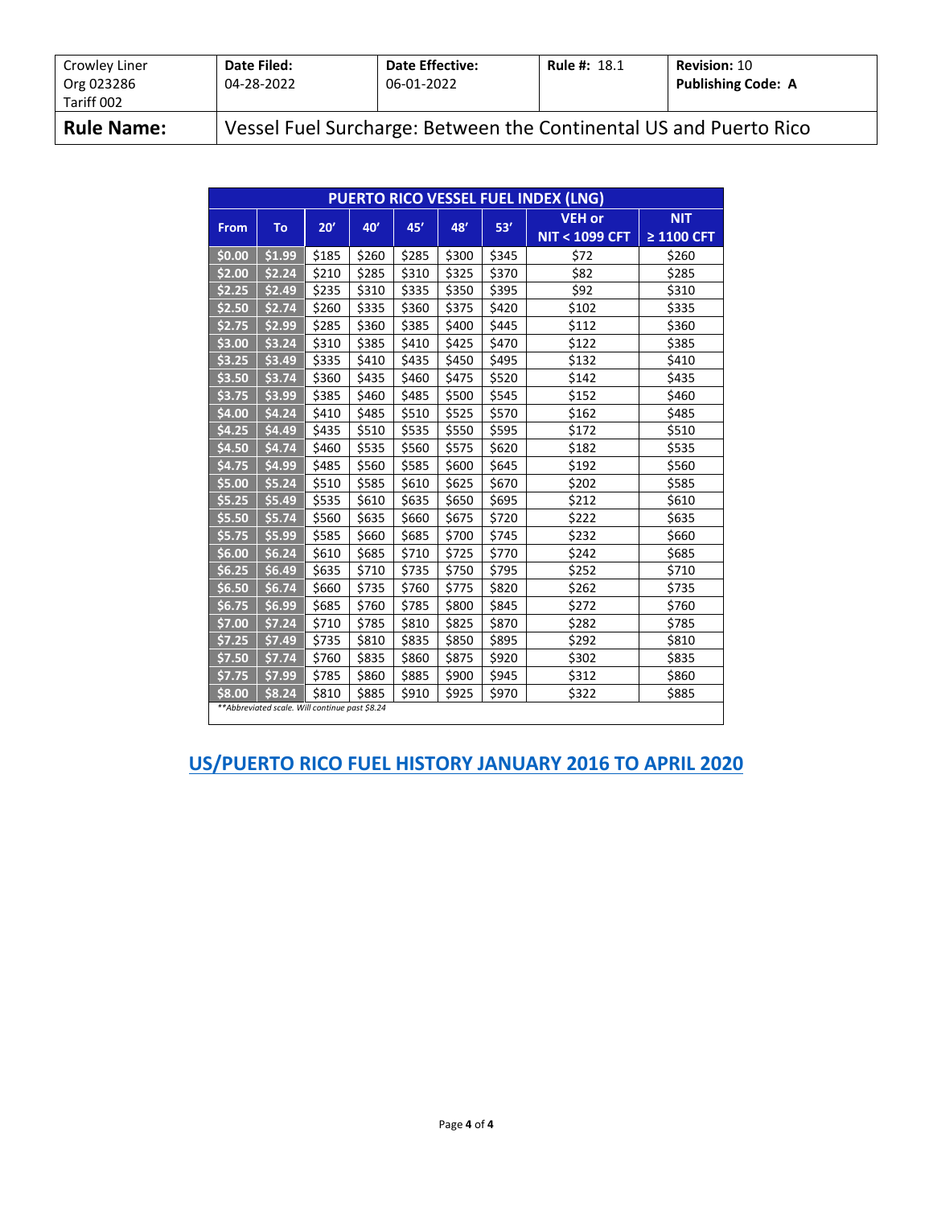| Crowley Liner<br>Org 023286<br>Tariff 002 | **Date Filed:**<br>04-28-2022 | **Date Effective:**<br>06-01-2022 | **Rule #:** 18.1 | **Revision:** 10<br>**Publishing Code: A** |
|---|---|---|---|---|
| **Rule Name:** | Vessel Fuel Surcharge: Between the Continental US and Puerto Rico | | | |

| PUERTO RICO VESSEL FUEL INDEX (LNG) | | | | | | | | |
|---|---|---|---|---|---|---|---|---|
| **From** | **To** | **20'** | **40'** | **45'** | **48'** | **53'** | **VEH or NIT < 1099 CFT** | **NIT ≥ 1100 CFT** |
| $0.00 | $1.99 | $185 | $260 | $285 | $300 | $345 | $72 | $260 |
| $2.00 | $2.24 | $210 | $285 | $310 | $325 | $370 | $82 | $285 |
| $2.25 | $2.49 | $235 | $310 | $335 | $350 | $395 | $92 | $310 |
| $2.50 | $2.74 | $260 | $335 | $360 | $375 | $420 | $102 | $335 |
| $2.75 | $2.99 | $285 | $360 | $385 | $400 | $445 | $112 | $360 |
| $3.00 | $3.24 | $310 | $385 | $410 | $425 | $470 | $122 | $385 |
| $3.25 | $3.49 | $335 | $410 | $435 | $450 | $495 | $132 | $410 |
| $3.50 | $3.74 | $360 | $435 | $460 | $475 | $520 | $142 | $435 |
| $3.75 | $3.99 | $385 | $460 | $485 | $500 | $545 | $152 | $460 |
| $4.00 | $4.24 | $410 | $485 | $510 | $525 | $570 | $162 | $485 |
| $4.25 | $4.49 | $435 | $510 | $535 | $550 | $595 | $172 | $510 |
| $4.50 | $4.74 | $460 | $535 | $560 | $575 | $620 | $182 | $535 |
| $4.75 | $4.99 | $485 | $560 | $585 | $600 | $645 | $192 | $560 |
| $5.00 | $5.24 | $510 | $585 | $610 | $625 | $670 | $202 | $585 |
| $5.25 | $5.49 | $535 | $610 | $635 | $650 | $695 | $212 | $610 |
| $5.50 | $5.74 | $560 | $635 | $660 | $675 | $720 | $222 | $635 |
| $5.75 | $5.99 | $585 | $660 | $685 | $700 | $745 | $232 | $660 |
| $6.00 | $6.24 | $610 | $685 | $710 | $725 | $770 | $242 | $685 |
| $6.25 | $6.49 | $635 | $710 | $735 | $750 | $795 | $252 | $710 |
| $6.50 | $6.74 | $660 | $735 | $760 | $775 | $820 | $262 | $735 |
| $6.75 | $6.99 | $685 | $760 | $785 | $800 | $845 | $272 | $760 |
| $7.00 | $7.24 | $710 | $785 | $810 | $825 | $870 | $282 | $785 |
| $7.25 | $7.49 | $735 | $810 | $835 | $850 | $895 | $292 | $810 |
| $7.50 | $7.74 | $760 | $835 | $860 | $875 | $920 | $302 | $835 |
| $7.75 | $7.99 | $785 | $860 | $885 | $900 | $945 | $312 | $860 |
| $8.00 | $8.24 | $810 | $885 | $910 | $925 | $970 | $322 | $885 |

*\*\*Abbreviated scale. Will continue past $8.24*

**US/PUERTO RICO FUEL HISTORY JANUARY 2016 TO APRIL 2020**